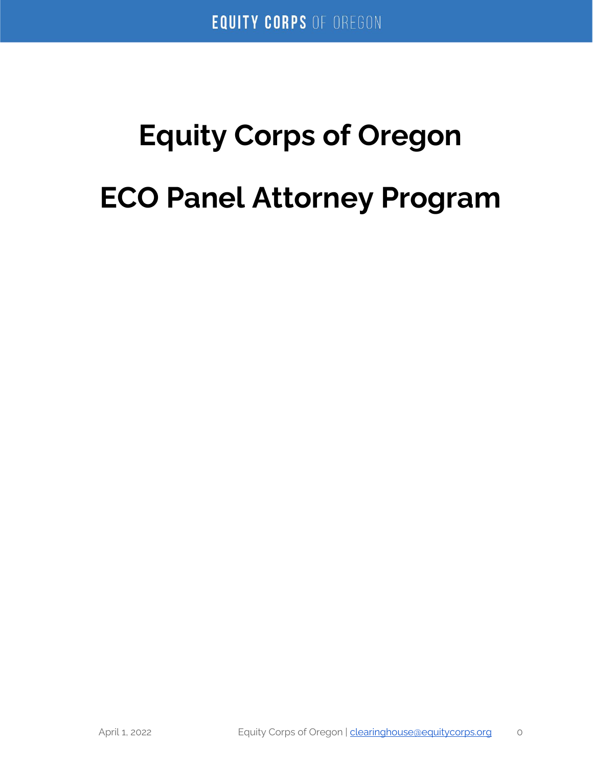# Equity Corps of Oregon

# ECO Panel Attorney Program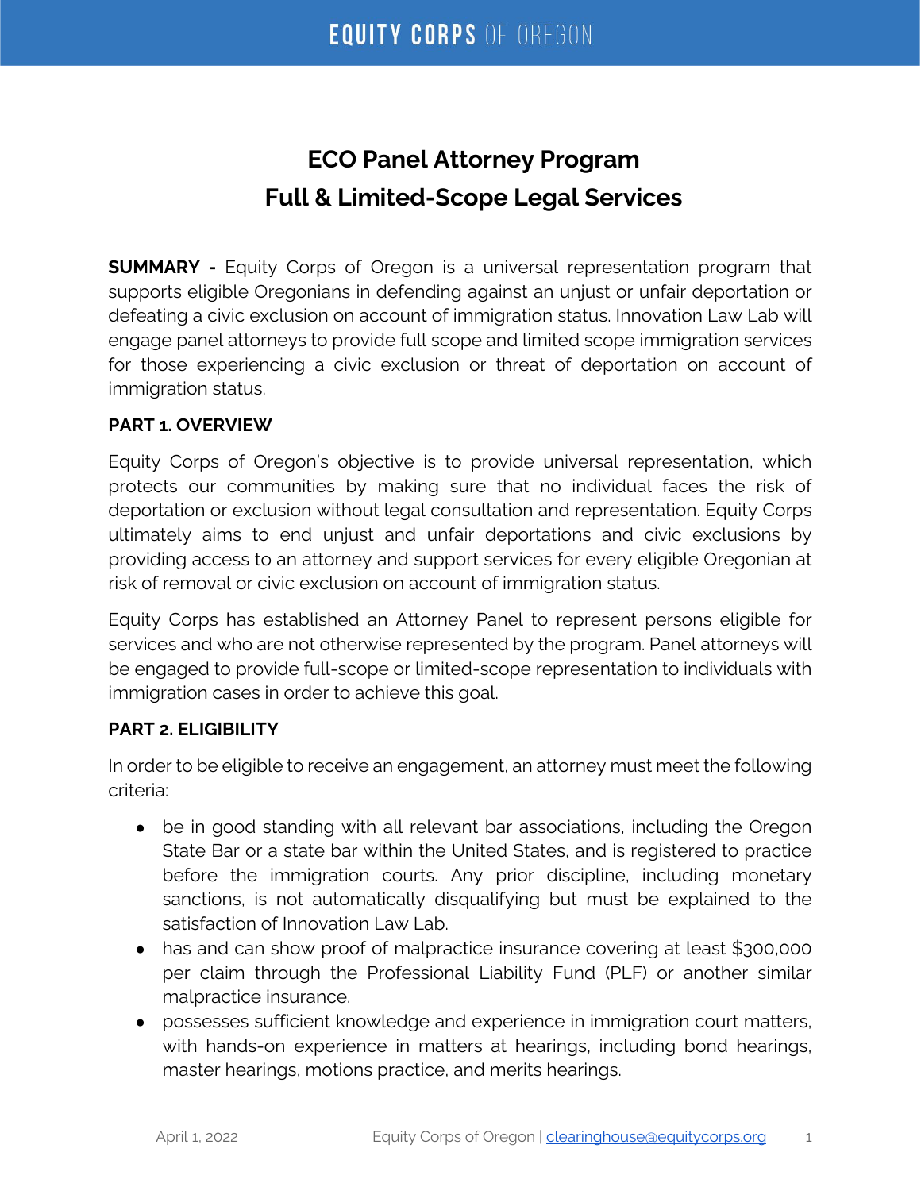# ECO Panel Attorney Program
# Full & Limited-Scope Legal Services

**SUMMARY -** Equity Corps of Oregon is a universal representation program that supports eligible Oregonians in defending against an unjust or unfair deportation or defeating a civic exclusion on account of immigration status. Innovation Law Lab will engage panel attorneys to provide full scope and limited scope immigration services for those experiencing a civic exclusion or threat of deportation on account of immigration status.

**PART 1. OVERVIEW**

Equity Corps of Oregon's objective is to provide universal representation, which protects our communities by making sure that no individual faces the risk of deportation or exclusion without legal consultation and representation. Equity Corps ultimately aims to end unjust and unfair deportations and civic exclusions by providing access to an attorney and support services for every eligible Oregonian at risk of removal or civic exclusion on account of immigration status.

Equity Corps has established an Attorney Panel to represent persons eligible for services and who are not otherwise represented by the program. Panel attorneys will be engaged to provide full-scope or limited-scope representation to individuals with immigration cases in order to achieve this goal.

**PART 2. ELIGIBILITY**

In order to be eligible to receive an engagement, an attorney must meet the following criteria:

- be in good standing with all relevant bar associations, including the Oregon State Bar or a state bar within the United States, and is registered to practice before the immigration courts. Any prior discipline, including monetary sanctions, is not automatically disqualifying but must be explained to the satisfaction of Innovation Law Lab.
- has and can show proof of malpractice insurance covering at least $300,000 per claim through the Professional Liability Fund (PLF) or another similar malpractice insurance.
- possesses sufficient knowledge and experience in immigration court matters, with hands-on experience in matters at hearings, including bond hearings, master hearings, motions practice, and merits hearings.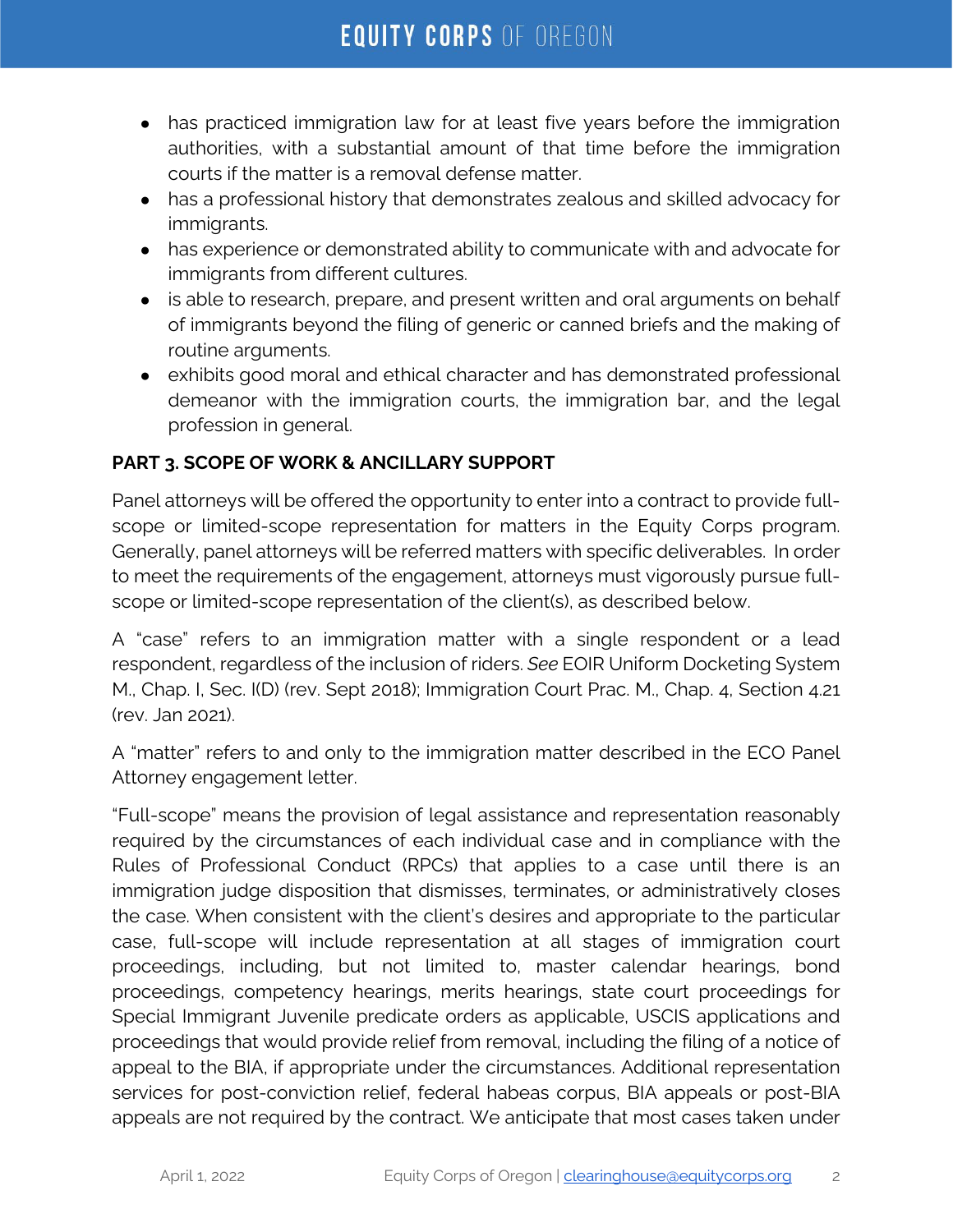- has practiced immigration law for at least five years before the immigration authorities, with a substantial amount of that time before the immigration courts if the matter is a removal defense matter.
- has a professional history that demonstrates zealous and skilled advocacy for immigrants.
- has experience or demonstrated ability to communicate with and advocate for immigrants from different cultures.
- is able to research, prepare, and present written and oral arguments on behalf of immigrants beyond the filing of generic or canned briefs and the making of routine arguments.
- exhibits good moral and ethical character and has demonstrated professional demeanor with the immigration courts, the immigration bar, and the legal profession in general.

**PART 3. SCOPE OF WORK & ANCILLARY SUPPORT**

Panel attorneys will be offered the opportunity to enter into a contract to provide full-scope or limited-scope representation for matters in the Equity Corps program. Generally, panel attorneys will be referred matters with specific deliverables. In order to meet the requirements of the engagement, attorneys must vigorously pursue full-scope or limited-scope representation of the client(s), as described below.

A "case" refers to an immigration matter with a single respondent or a lead respondent, regardless of the inclusion of riders. *See* EOIR Uniform Docketing System M., Chap. I, Sec. I(D) (rev. Sept 2018); Immigration Court Prac. M., Chap. 4, Section 4.21 (rev. Jan 2021).

A "matter" refers to and only to the immigration matter described in the ECO Panel Attorney engagement letter.

"Full-scope" means the provision of legal assistance and representation reasonably required by the circumstances of each individual case and in compliance with the Rules of Professional Conduct (RPCs) that applies to a case until there is an immigration judge disposition that dismisses, terminates, or administratively closes the case. When consistent with the client's desires and appropriate to the particular case, full-scope will include representation at all stages of immigration court proceedings, including, but not limited to, master calendar hearings, bond proceedings, competency hearings, merits hearings, state court proceedings for Special Immigrant Juvenile predicate orders as applicable, USCIS applications and proceedings that would provide relief from removal, including the filing of a notice of appeal to the BIA, if appropriate under the circumstances. Additional representation services for post-conviction relief, federal habeas corpus, BIA appeals or post-BIA appeals are not required by the contract. We anticipate that most cases taken under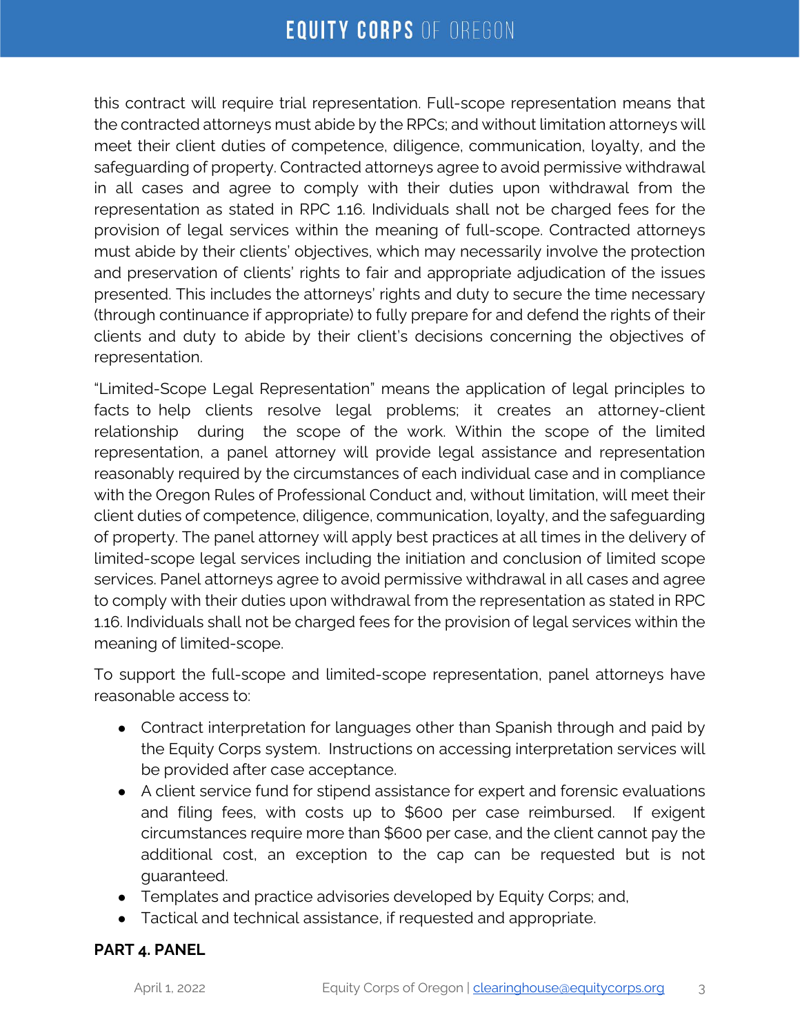this contract will require trial representation. Full-scope representation means that the contracted attorneys must abide by the RPCs; and without limitation attorneys will meet their client duties of competence, diligence, communication, loyalty, and the safeguarding of property. Contracted attorneys agree to avoid permissive withdrawal in all cases and agree to comply with their duties upon withdrawal from the representation as stated in RPC 1.16. Individuals shall not be charged fees for the provision of legal services within the meaning of full-scope. Contracted attorneys must abide by their clients' objectives, which may necessarily involve the protection and preservation of clients' rights to fair and appropriate adjudication of the issues presented. This includes the attorneys' rights and duty to secure the time necessary (through continuance if appropriate) to fully prepare for and defend the rights of their clients and duty to abide by their client's decisions concerning the objectives of representation.

"Limited-Scope Legal Representation" means the application of legal principles to facts to help clients resolve legal problems; it creates an attorney-client relationship during the scope of the work. Within the scope of the limited representation, a panel attorney will provide legal assistance and representation reasonably required by the circumstances of each individual case and in compliance with the Oregon Rules of Professional Conduct and, without limitation, will meet their client duties of competence, diligence, communication, loyalty, and the safeguarding of property. The panel attorney will apply best practices at all times in the delivery of limited-scope legal services including the initiation and conclusion of limited scope services. Panel attorneys agree to avoid permissive withdrawal in all cases and agree to comply with their duties upon withdrawal from the representation as stated in RPC 1.16. Individuals shall not be charged fees for the provision of legal services within the meaning of limited-scope.

To support the full-scope and limited-scope representation, panel attorneys have reasonable access to:

- Contract interpretation for languages other than Spanish through and paid by the Equity Corps system. Instructions on accessing interpretation services will be provided after case acceptance.
- A client service fund for stipend assistance for expert and forensic evaluations and filing fees, with costs up to $600 per case reimbursed. If exigent circumstances require more than $600 per case, and the client cannot pay the additional cost, an exception to the cap can be requested but is not guaranteed.
- Templates and practice advisories developed by Equity Corps; and,
- Tactical and technical assistance, if requested and appropriate.

**PART 4. PANEL**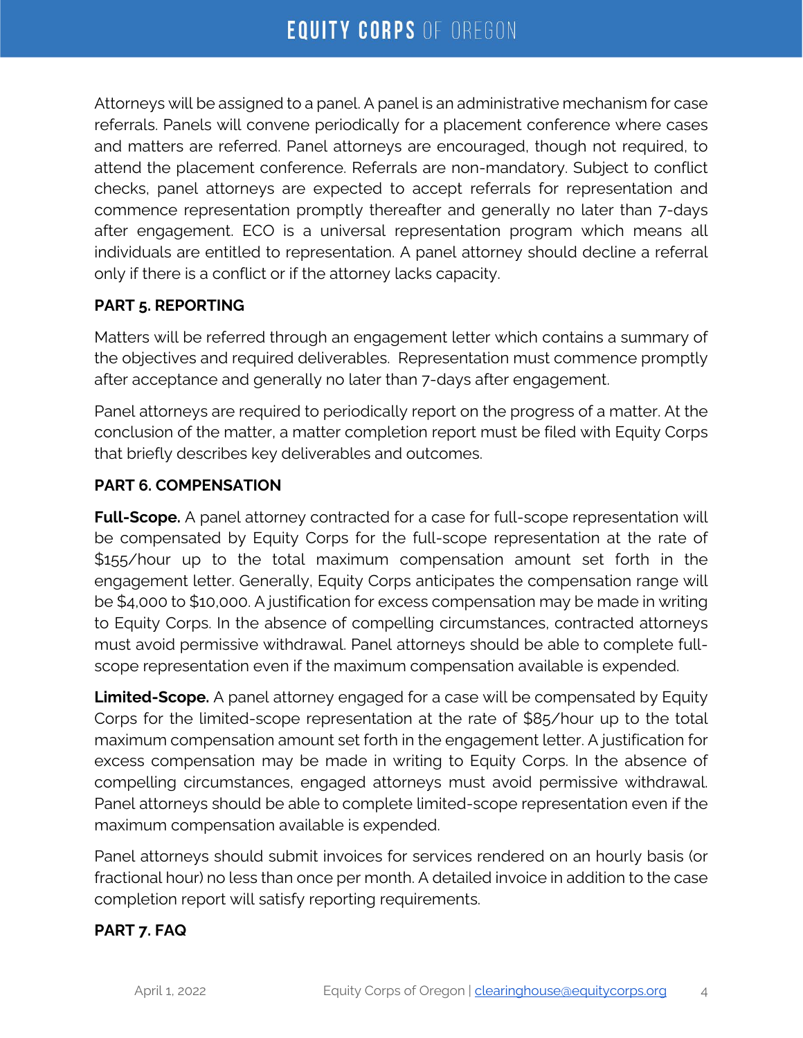Attorneys will be assigned to a panel. A panel is an administrative mechanism for case referrals. Panels will convene periodically for a placement conference where cases and matters are referred. Panel attorneys are encouraged, though not required, to attend the placement conference. Referrals are non-mandatory. Subject to conflict checks, panel attorneys are expected to accept referrals for representation and commence representation promptly thereafter and generally no later than 7-days after engagement. ECO is a universal representation program which means all individuals are entitled to representation. A panel attorney should decline a referral only if there is a conflict or if the attorney lacks capacity.

## PART 5. REPORTING

Matters will be referred through an engagement letter which contains a summary of the objectives and required deliverables. Representation must commence promptly after acceptance and generally no later than 7-days after engagement.

Panel attorneys are required to periodically report on the progress of a matter. At the conclusion of the matter, a matter completion report must be filed with Equity Corps that briefly describes key deliverables and outcomes.

## PART 6. COMPENSATION

**Full-Scope.** A panel attorney contracted for a case for full-scope representation will be compensated by Equity Corps for the full-scope representation at the rate of $155/hour up to the total maximum compensation amount set forth in the engagement letter. Generally, Equity Corps anticipates the compensation range will be $4,000 to $10,000. A justification for excess compensation may be made in writing to Equity Corps. In the absence of compelling circumstances, contracted attorneys must avoid permissive withdrawal. Panel attorneys should be able to complete full-scope representation even if the maximum compensation available is expended.

**Limited-Scope.** A panel attorney engaged for a case will be compensated by Equity Corps for the limited-scope representation at the rate of $85/hour up to the total maximum compensation amount set forth in the engagement letter. A justification for excess compensation may be made in writing to Equity Corps. In the absence of compelling circumstances, engaged attorneys must avoid permissive withdrawal. Panel attorneys should be able to complete limited-scope representation even if the maximum compensation available is expended.

Panel attorneys should submit invoices for services rendered on an hourly basis (or fractional hour) no less than once per month. A detailed invoice in addition to the case completion report will satisfy reporting requirements.

## PART 7. FAQ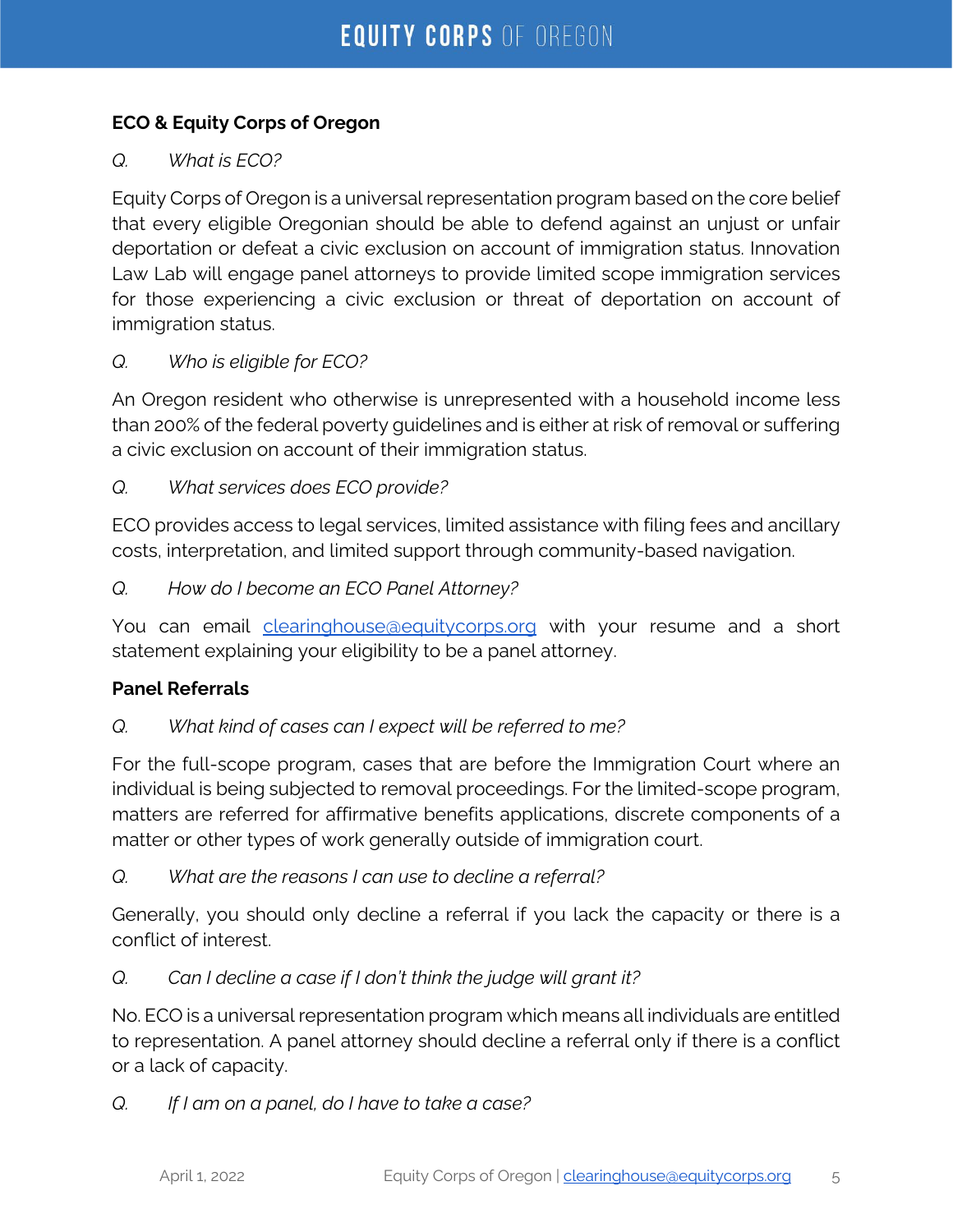### ECO & Equity Corps of Oregon

*Q. What is ECO?*

Equity Corps of Oregon is a universal representation program based on the core belief that every eligible Oregonian should be able to defend against an unjust or unfair deportation or defeat a civic exclusion on account of immigration status. Innovation Law Lab will engage panel attorneys to provide limited scope immigration services for those experiencing a civic exclusion or threat of deportation on account of immigration status.

*Q. Who is eligible for ECO?*

An Oregon resident who otherwise is unrepresented with a household income less than 200% of the federal poverty guidelines and is either at risk of removal or suffering a civic exclusion on account of their immigration status.

*Q. What services does ECO provide?*

ECO provides access to legal services, limited assistance with filing fees and ancillary costs, interpretation, and limited support through community-based navigation.

*Q. How do I become an ECO Panel Attorney?*

You can email [clearinghouse@equitycorps.org](mailto:clearinghouse@equitycorps.org) with your resume and a short statement explaining your eligibility to be a panel attorney.

### Panel Referrals

*Q. What kind of cases can I expect will be referred to me?*

For the full-scope program, cases that are before the Immigration Court where an individual is being subjected to removal proceedings. For the limited-scope program, matters are referred for affirmative benefits applications, discrete components of a matter or other types of work generally outside of immigration court.

*Q. What are the reasons I can use to decline a referral?*

Generally, you should only decline a referral if you lack the capacity or there is a conflict of interest.

*Q. Can I decline a case if I don't think the judge will grant it?*

No. ECO is a universal representation program which means all individuals are entitled to representation. A panel attorney should decline a referral only if there is a conflict or a lack of capacity.

*Q. If I am on a panel, do I have to take a case?*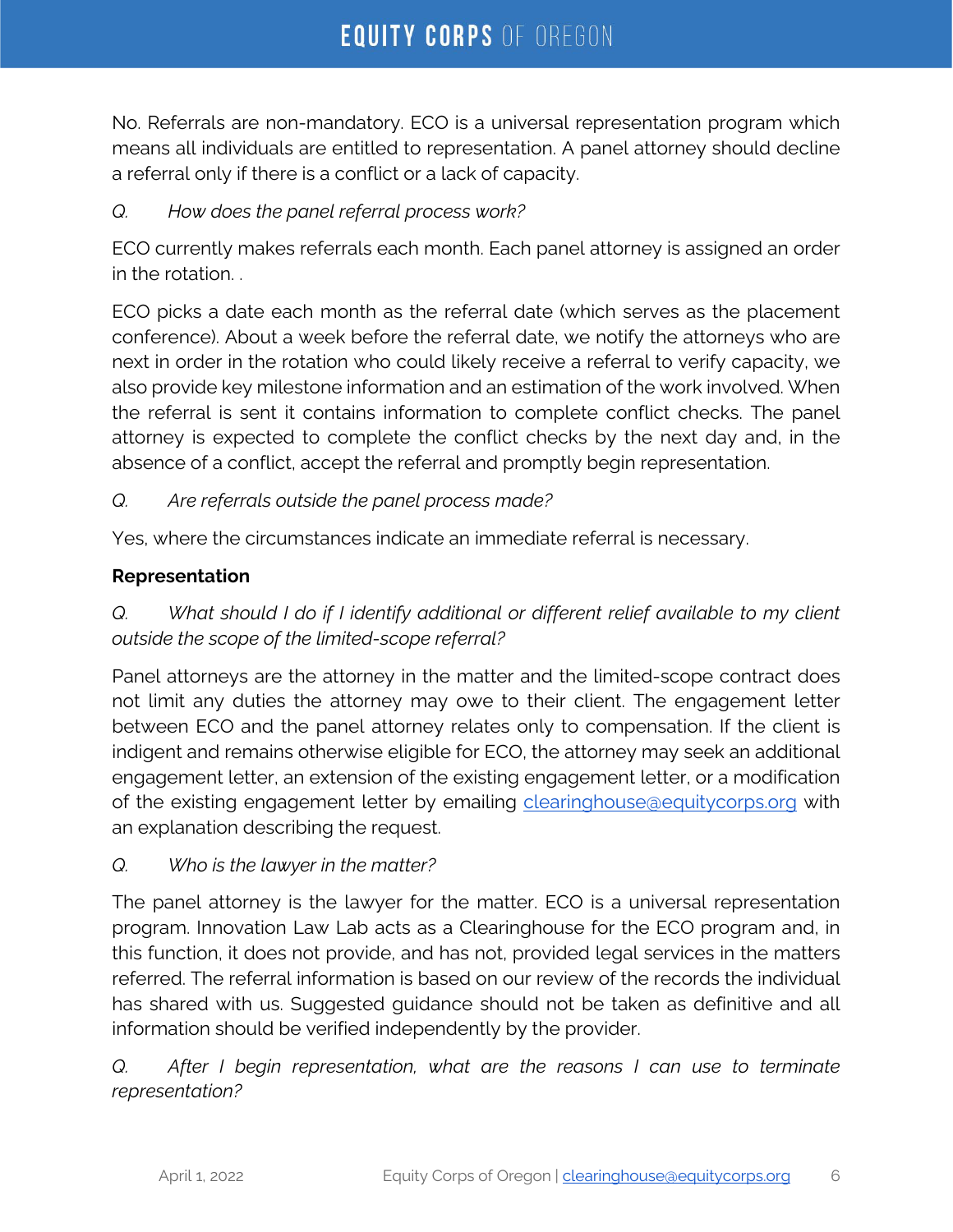No. Referrals are non-mandatory. ECO is a universal representation program which means all individuals are entitled to representation. A panel attorney should decline a referral only if there is a conflict or a lack of capacity.

*Q. How does the panel referral process work?*

ECO currently makes referrals each month. Each panel attorney is assigned an order in the rotation. .

ECO picks a date each month as the referral date (which serves as the placement conference). About a week before the referral date, we notify the attorneys who are next in order in the rotation who could likely receive a referral to verify capacity, we also provide key milestone information and an estimation of the work involved. When the referral is sent it contains information to complete conflict checks. The panel attorney is expected to complete the conflict checks by the next day and, in the absence of a conflict, accept the referral and promptly begin representation.

*Q. Are referrals outside the panel process made?*

Yes, where the circumstances indicate an immediate referral is necessary.

**Representation**

*Q. What should I do if I identify additional or different relief available to my client outside the scope of the limited-scope referral?*

Panel attorneys are the attorney in the matter and the limited-scope contract does not limit any duties the attorney may owe to their client. The engagement letter between ECO and the panel attorney relates only to compensation. If the client is indigent and remains otherwise eligible for ECO, the attorney may seek an additional engagement letter, an extension of the existing engagement letter, or a modification of the existing engagement letter by emailing [clearinghouse@equitycorps.org](mailto:clearinghouse@equitycorps.org) with an explanation describing the request.

*Q. Who is the lawyer in the matter?*

The panel attorney is the lawyer for the matter. ECO is a universal representation program. Innovation Law Lab acts as a Clearinghouse for the ECO program and, in this function, it does not provide, and has not, provided legal services in the matters referred. The referral information is based on our review of the records the individual has shared with us. Suggested guidance should not be taken as definitive and all information should be verified independently by the provider.

*Q. After I begin representation, what are the reasons I can use to terminate representation?*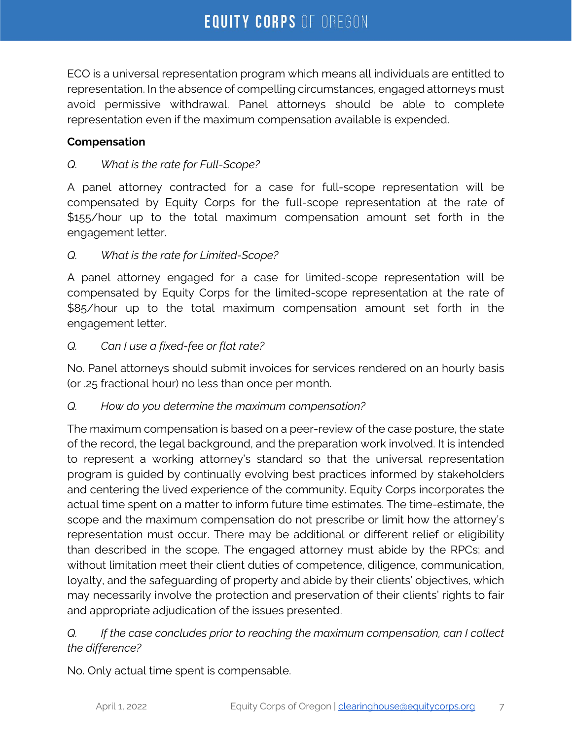ECO is a universal representation program which means all individuals are entitled to representation. In the absence of compelling circumstances, engaged attorneys must avoid permissive withdrawal. Panel attorneys should be able to complete representation even if the maximum compensation available is expended.

**Compensation**

*Q. What is the rate for Full-Scope?*

A panel attorney contracted for a case for full-scope representation will be compensated by Equity Corps for the full-scope representation at the rate of $155/hour up to the total maximum compensation amount set forth in the engagement letter.

*Q. What is the rate for Limited-Scope?*

A panel attorney engaged for a case for limited-scope representation will be compensated by Equity Corps for the limited-scope representation at the rate of $85/hour up to the total maximum compensation amount set forth in the engagement letter.

*Q. Can I use a fixed-fee or flat rate?*

No. Panel attorneys should submit invoices for services rendered on an hourly basis (or .25 fractional hour) no less than once per month.

*Q. How do you determine the maximum compensation?*

The maximum compensation is based on a peer-review of the case posture, the state of the record, the legal background, and the preparation work involved. It is intended to represent a working attorney's standard so that the universal representation program is guided by continually evolving best practices informed by stakeholders and centering the lived experience of the community. Equity Corps incorporates the actual time spent on a matter to inform future time estimates. The time-estimate, the scope and the maximum compensation do not prescribe or limit how the attorney's representation must occur. There may be additional or different relief or eligibility than described in the scope. The engaged attorney must abide by the RPCs; and without limitation meet their client duties of competence, diligence, communication, loyalty, and the safeguarding of property and abide by their clients' objectives, which may necessarily involve the protection and preservation of their clients' rights to fair and appropriate adjudication of the issues presented.

*Q. If the case concludes prior to reaching the maximum compensation, can I collect the difference?*

No. Only actual time spent is compensable.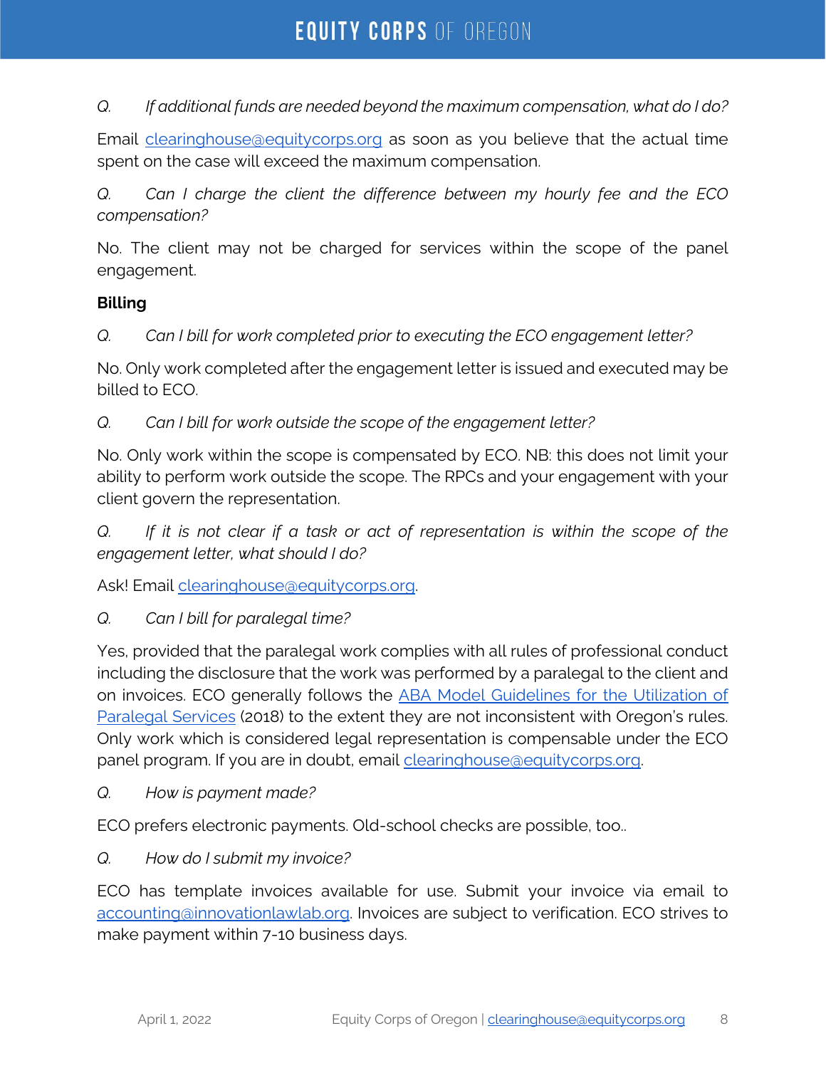*Q. If additional funds are needed beyond the maximum compensation, what do I do?*

Email [clearinghouse@equitycorps.org](mailto:clearinghouse@equitycorps.org) as soon as you believe that the actual time spent on the case will exceed the maximum compensation.

*Q. Can I charge the client the difference between my hourly fee and the ECO compensation?*

No. The client may not be charged for services within the scope of the panel engagement.

**Billing**

*Q. Can I bill for work completed prior to executing the ECO engagement letter?*

No. Only work completed after the engagement letter is issued and executed may be billed to ECO.

*Q. Can I bill for work outside the scope of the engagement letter?*

No. Only work within the scope is compensated by ECO. NB: this does not limit your ability to perform work outside the scope. The RPCs and your engagement with your client govern the representation.

*Q. If it is not clear if a task or act of representation is within the scope of the engagement letter, what should I do?*

Ask! Email [clearinghouse@equitycorps.org](mailto:clearinghouse@equitycorps.org).

*Q. Can I bill for paralegal time?*

Yes, provided that the paralegal work complies with all rules of professional conduct including the disclosure that the work was performed by a paralegal to the client and on invoices. ECO generally follows the [ABA Model Guidelines for the Utilization of Paralegal Services](#) (2018) to the extent they are not inconsistent with Oregon's rules. Only work which is considered legal representation is compensable under the ECO panel program. If you are in doubt, email [clearinghouse@equitycorps.org](mailto:clearinghouse@equitycorps.org).

*Q. How is payment made?*

ECO prefers electronic payments. Old-school checks are possible, too..

*Q. How do I submit my invoice?*

ECO has template invoices available for use. Submit your invoice via email to [accounting@innovationlawlab.org](mailto:accounting@innovationlawlab.org). Invoices are subject to verification. ECO strives to make payment within 7-10 business days.